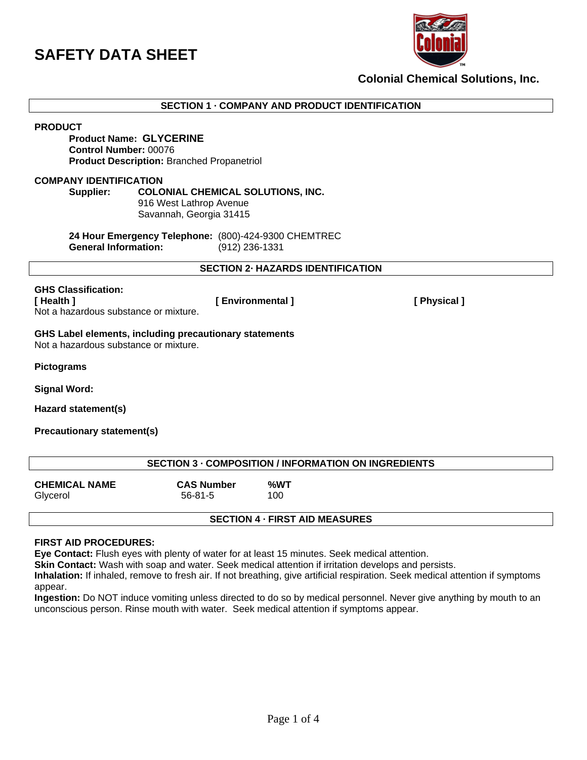# SAFETY DATA SHEET

**Colonial Chemical Solutions, Inc.**

## SECTION 1 · COMPANY AND PRODUCT IDENTIFICATION

**PRODUCT**

**Product Name:** **GLYCERINE**
**Control Number:** 00076
**Product Description:** Branched Propanetriol

**COMPANY IDENTIFICATION**

**Supplier:** **COLONIAL CHEMICAL SOLUTIONS, INC.**
916 West Lathrop Avenue
Savannah, Georgia 31415

**24 Hour Emergency Telephone:** (800)-424-9300 CHEMTREC
**General Information:** (912) 236-1331

## SECTION 2· HAZARDS IDENTIFICATION

**GHS Classification:**

**[ Health ]** **[ Environmental ]** **[ Physical ]**

Not a hazardous substance or mixture.

**GHS Label elements, including precautionary statements**

Not a hazardous substance or mixture.

**Pictograms**

**Signal Word:**

**Hazard statement(s)**

**Precautionary statement(s)**

## SECTION 3 · COMPOSITION / INFORMATION ON INGREDIENTS

| CHEMICAL NAME | CAS Number | %WT |
|---|---|---|
| Glycerol | 56-81-5 | 100 |

## SECTION 4 · FIRST AID MEASURES

**FIRST AID PROCEDURES:**

**Eye Contact:** Flush eyes with plenty of water for at least 15 minutes. Seek medical attention.

**Skin Contact:** Wash with soap and water. Seek medical attention if irritation develops and persists.

**Inhalation:** If inhaled, remove to fresh air. If not breathing, give artificial respiration. Seek medical attention if symptoms appear.

**Ingestion:** Do NOT induce vomiting unless directed to do so by medical personnel. Never give anything by mouth to an unconscious person. Rinse mouth with water. Seek medical attention if symptoms appear.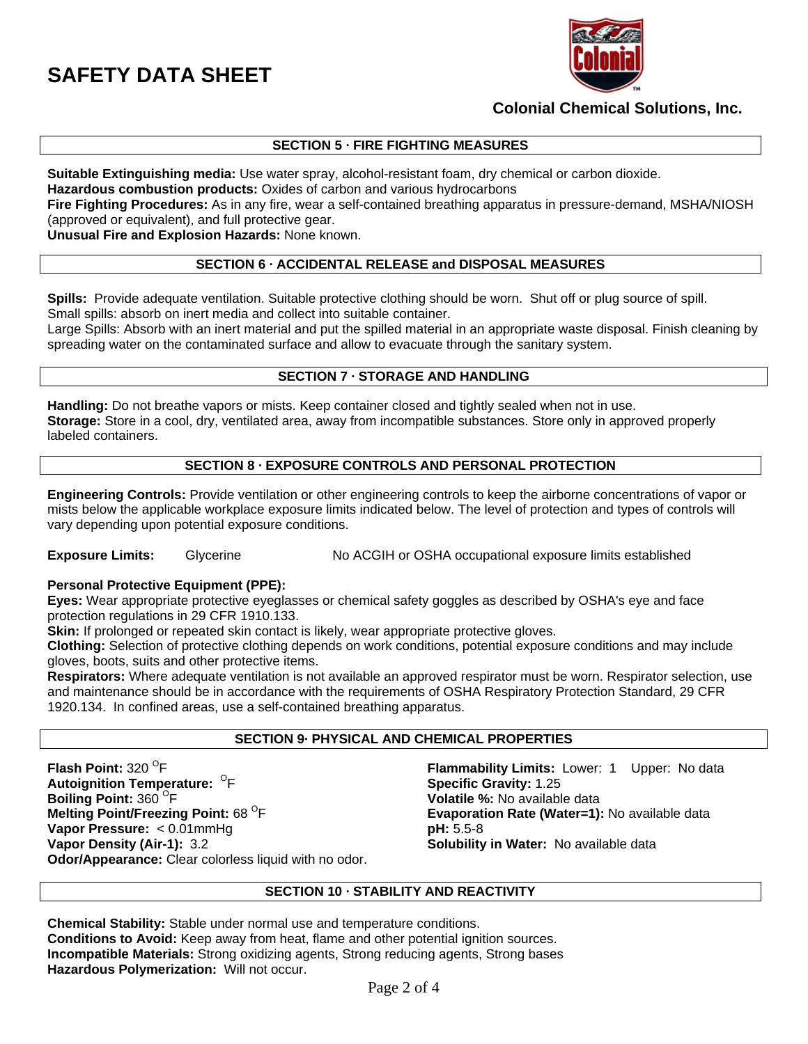# SAFETY DATA SHEET

**Colonial Chemical Solutions, Inc.**

## SECTION 5 · FIRE FIGHTING MEASURES

**Suitable Extinguishing media:** Use water spray, alcohol-resistant foam, dry chemical or carbon dioxide.
**Hazardous combustion products:** Oxides of carbon and various hydrocarbons
**Fire Fighting Procedures:** As in any fire, wear a self-contained breathing apparatus in pressure-demand, MSHA/NIOSH (approved or equivalent), and full protective gear.
**Unusual Fire and Explosion Hazards:** None known.

## SECTION 6 · ACCIDENTAL RELEASE and DISPOSAL MEASURES

**Spills:** Provide adequate ventilation. Suitable protective clothing should be worn. Shut off or plug source of spill.
Small spills: absorb on inert media and collect into suitable container.
Large Spills: Absorb with an inert material and put the spilled material in an appropriate waste disposal. Finish cleaning by spreading water on the contaminated surface and allow to evacuate through the sanitary system.

## SECTION 7 · STORAGE AND HANDLING

**Handling:** Do not breathe vapors or mists. Keep container closed and tightly sealed when not in use.
**Storage:** Store in a cool, dry, ventilated area, away from incompatible substances. Store only in approved properly labeled containers.

## SECTION 8 · EXPOSURE CONTROLS AND PERSONAL PROTECTION

**Engineering Controls:** Provide ventilation or other engineering controls to keep the airborne concentrations of vapor or mists below the applicable workplace exposure limits indicated below. The level of protection and types of controls will vary depending upon potential exposure conditions.

**Exposure Limits:** Glycerine — No ACGIH or OSHA occupational exposure limits established

**Personal Protective Equipment (PPE):**
**Eyes:** Wear appropriate protective eyeglasses or chemical safety goggles as described by OSHA's eye and face protection regulations in 29 CFR 1910.133.
**Skin:** If prolonged or repeated skin contact is likely, wear appropriate protective gloves.
**Clothing:** Selection of protective clothing depends on work conditions, potential exposure conditions and may include gloves, boots, suits and other protective items.
**Respirators:** Where adequate ventilation is not available an approved respirator must be worn. Respirator selection, use and maintenance should be in accordance with the requirements of OSHA Respiratory Protection Standard, 29 CFR 1920.134. In confined areas, use a self-contained breathing apparatus.

## SECTION 9· PHYSICAL AND CHEMICAL PROPERTIES

**Flash Point:** 320 °F
**Autoignition Temperature:** °F
**Boiling Point:** 360 °F
**Melting Point/Freezing Point:** 68 °F
**Vapor Pressure:** < 0.01mmHg
**Vapor Density (Air-1):** 3.2
**Odor/Appearance:** Clear colorless liquid with no odor.
**Flammability Limits:** Lower: 1 Upper: No data
**Specific Gravity:** 1.25
**Volatile %:** No available data
**Evaporation Rate (Water=1):** No available data
**pH:** 5.5-8
**Solubility in Water:** No available data

## SECTION 10 · STABILITY AND REACTIVITY

**Chemical Stability:** Stable under normal use and temperature conditions.
**Conditions to Avoid:** Keep away from heat, flame and other potential ignition sources.
**Incompatible Materials:** Strong oxidizing agents, Strong reducing agents, Strong bases
**Hazardous Polymerization:** Will not occur.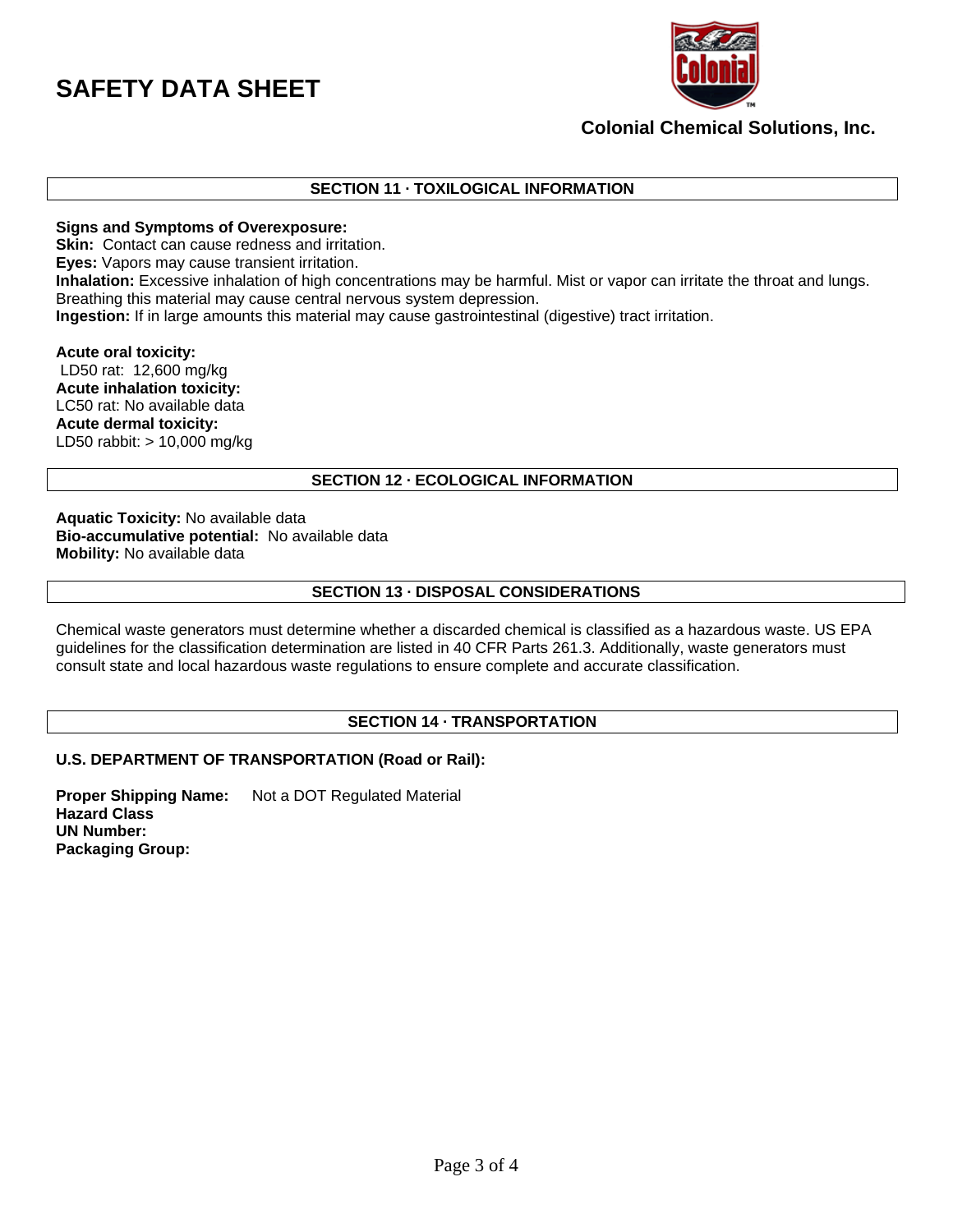# SAFETY DATA SHEET

**Colonial Chemical Solutions, Inc.**

## SECTION 11 · TOXILOGICAL INFORMATION

**Signs and Symptoms of Overexposure:**

**Skin:** Contact can cause redness and irritation.

**Eyes:** Vapors may cause transient irritation.

**Inhalation:** Excessive inhalation of high concentrations may be harmful. Mist or vapor can irritate the throat and lungs. Breathing this material may cause central nervous system depression.

**Ingestion:** If in large amounts this material may cause gastrointestinal (digestive) tract irritation.

**Acute oral toxicity:**
LD50 rat: 12,600 mg/kg

**Acute inhalation toxicity:**
LC50 rat: No available data

**Acute dermal toxicity:**
LD50 rabbit: > 10,000 mg/kg

## SECTION 12 · ECOLOGICAL INFORMATION

**Aquatic Toxicity:** No available data
**Bio-accumulative potential:** No available data
**Mobility:** No available data

## SECTION 13 · DISPOSAL CONSIDERATIONS

Chemical waste generators must determine whether a discarded chemical is classified as a hazardous waste. US EPA guidelines for the classification determination are listed in 40 CFR Parts 261.3. Additionally, waste generators must consult state and local hazardous waste regulations to ensure complete and accurate classification.

## SECTION 14 · TRANSPORTATION

**U.S. DEPARTMENT OF TRANSPORTATION (Road or Rail):**

**Proper Shipping Name:** Not a DOT Regulated Material
**Hazard Class**
**UN Number:**
**Packaging Group:**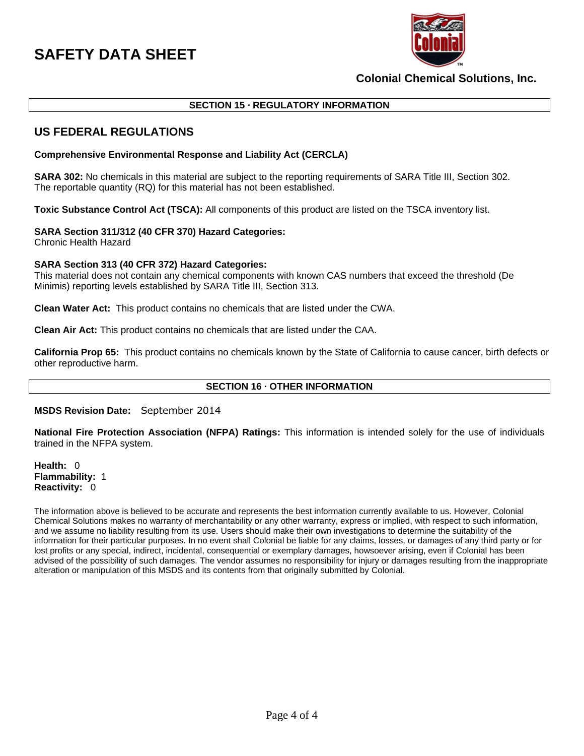# SAFETY DATA SHEET

**Colonial Chemical Solutions, Inc.**

**SECTION 15 · REGULATORY INFORMATION**

## US FEDERAL REGULATIONS

**Comprehensive Environmental Response and Liability Act (CERCLA)**

**SARA 302:** No chemicals in this material are subject to the reporting requirements of SARA Title III, Section 302. The reportable quantity (RQ) for this material has not been established.

**Toxic Substance Control Act (TSCA):** All components of this product are listed on the TSCA inventory list.

**SARA Section 311/312 (40 CFR 370) Hazard Categories:**
Chronic Health Hazard

**SARA Section 313 (40 CFR 372) Hazard Categories:**
This material does not contain any chemical components with known CAS numbers that exceed the threshold (De Minimis) reporting levels established by SARA Title III, Section 313.

**Clean Water Act:** This product contains no chemicals that are listed under the CWA.

**Clean Air Act:** This product contains no chemicals that are listed under the CAA.

**California Prop 65:** This product contains no chemicals known by the State of California to cause cancer, birth defects or other reproductive harm.

**SECTION 16 · OTHER INFORMATION**

**MSDS Revision Date:** September 2014

**National Fire Protection Association (NFPA) Ratings:** This information is intended solely for the use of individuals trained in the NFPA system.

**Health:** 0
**Flammability:** 1
**Reactivity:** 0

The information above is believed to be accurate and represents the best information currently available to us. However, Colonial Chemical Solutions makes no warranty of merchantability or any other warranty, express or implied, with respect to such information, and we assume no liability resulting from its use. Users should make their own investigations to determine the suitability of the information for their particular purposes. In no event shall Colonial be liable for any claims, losses, or damages of any third party or for lost profits or any special, indirect, incidental, consequential or exemplary damages, howsoever arising, even if Colonial has been advised of the possibility of such damages. The vendor assumes no responsibility for injury or damages resulting from the inappropriate alteration or manipulation of this MSDS and its contents from that originally submitted by Colonial.